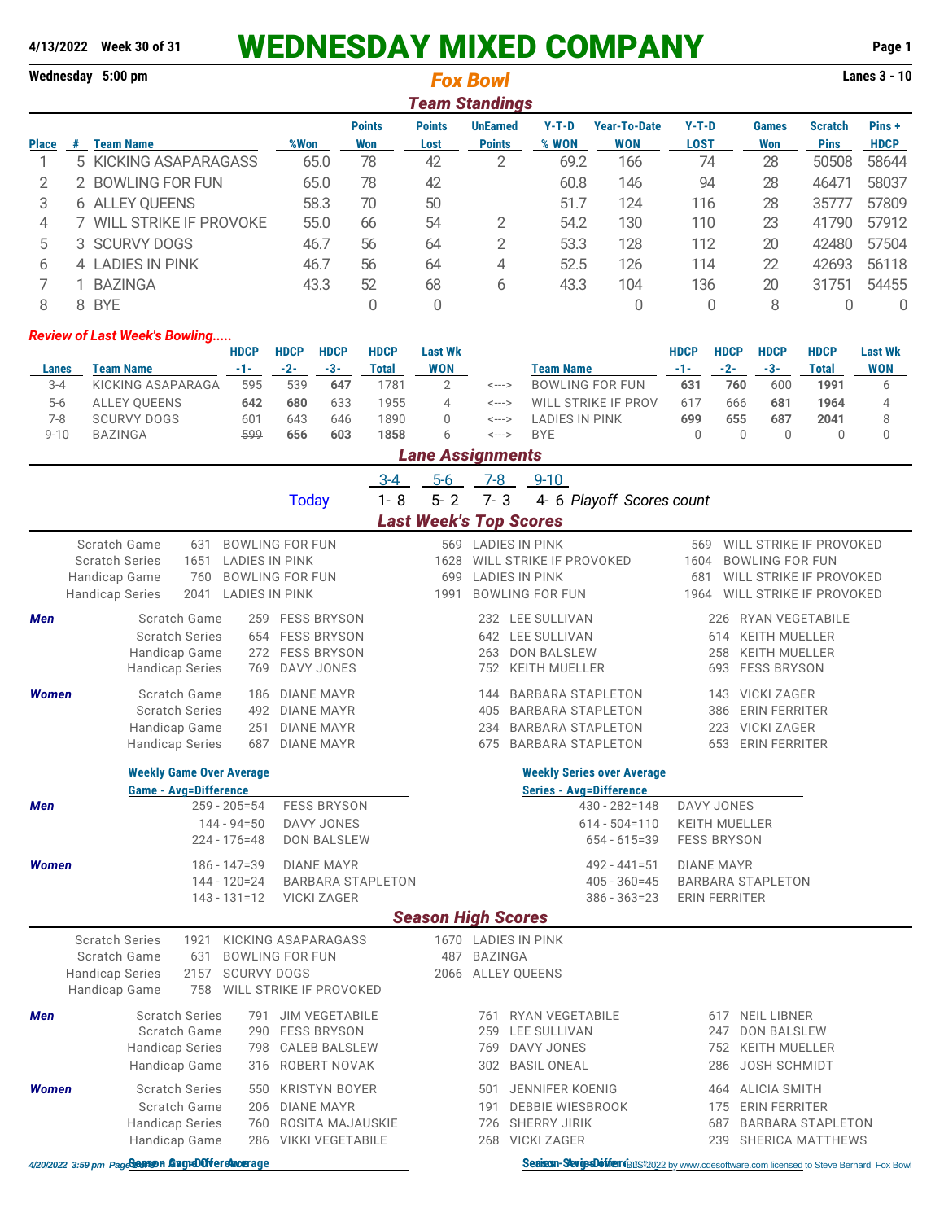**4/13/2022 Week 30 of 31**

# WEDNESDAY MIXED COMPANY

**Wednesday 5:00 pm**

*Fox Bowl*

**Lanes 3 - 10**

## Team Standings

| Place | # | Team Name | %Won | Points Won | Points Lost | UnEarned Points | Y-T-D % WON | Year-To-Date WON | Y-T-D LOST | Games Won | Scratch Pins | Pins + HDCP |
|---|---|---|---|---|---|---|---|---|---|---|---|---|
| 1 | 5 | KICKING ASAPARAGASS | 65.0 | 78 | 42 | 2 | 69.2 | 166 | 74 | 28 | 50508 | 58644 |
| 2 | 2 | BOWLING FOR FUN | 65.0 | 78 | 42 | | 60.8 | 146 | 94 | 28 | 46471 | 58037 |
| 3 | 6 | ALLEY QUEENS | 58.3 | 70 | 50 | | 51.7 | 124 | 116 | 28 | 35777 | 57809 |
| 4 | 7 | WILL STRIKE IF PROVOKE | 55.0 | 66 | 54 | 2 | 54.2 | 130 | 110 | 23 | 41790 | 57912 |
| 5 | 3 | SCURVY DOGS | 46.7 | 56 | 64 | 2 | 53.3 | 128 | 112 | 20 | 42480 | 57504 |
| 6 | 4 | LADIES IN PINK | 46.7 | 56 | 64 | 4 | 52.5 | 126 | 114 | 22 | 42693 | 56118 |
| 7 | 1 | BAZINGA | 43.3 | 52 | 68 | 6 | 43.3 | 104 | 136 | 20 | 31751 | 54455 |
| 8 | 8 | BYE | | 0 | 0 | | | 0 | 0 | 8 | 0 | 0 |

*Review of Last Week's Bowling.....*

| Lanes | Team Name | HDCP -1- | HDCP -2- | HDCP -3- | HDCP Total | Last Wk WON | | Team Name | HDCP -1- | HDCP -2- | HDCP -3- | HDCP Total | Last Wk WON |
|---|---|---|---|---|---|---|---|---|---|---|---|---|---|
| 3-4 | KICKING ASAPARAGA | 595 | 539 | **647** | 1781 | 2 | <---> | BOWLING FOR FUN | **631** | **760** | 600 | **1991** | 6 |
| 5-6 | ALLEY QUEENS | **642** | **680** | 633 | 1955 | 4 | <---> | WILL STRIKE IF PROV | 617 | 666 | **681** | **1964** | 4 |
| 7-8 | SCURVY DOGS | 601 | 643 | 646 | 1890 | 0 | <---> | LADIES IN PINK | **699** | **655** | **687** | **2041** | 8 |
| 9-10 | BAZINGA | ~~599~~ | **656** | **603** | **1858** | 6 | <---> | BYE | 0 | 0 | 0 | 0 | 0 |

## Lane Assignments

| | 3-4 | 5-6 | 7-8 | 9-10 | |
|---|---|---|---|---|---|
| Today | 1- 8 | 5- 2 | 7- 3 | 4- 6 | *Playoff Scores count* |

## Last Week's Top Scores

| | | | | | | |
|---|---|---|---|---|---|---|
| Scratch Game | 631 | BOWLING FOR FUN | 569 | LADIES IN PINK | 569 | WILL STRIKE IF PROVOKED |
| Scratch Series | 1651 | LADIES IN PINK | 1628 | WILL STRIKE IF PROVOKED | 1604 | BOWLING FOR FUN |
| Handicap Game | 760 | BOWLING FOR FUN | 699 | LADIES IN PINK | 681 | WILL STRIKE IF PROVOKED |
| Handicap Series | 2041 | LADIES IN PINK | 1991 | BOWLING FOR FUN | 1964 | WILL STRIKE IF PROVOKED |

***Men***

| | | | | | | |
|---|---|---|---|---|---|---|
| Scratch Game | 259 | FESS BRYSON | 232 | LEE SULLIVAN | 226 | RYAN VEGETABILE |
| Scratch Series | 654 | FESS BRYSON | 642 | LEE SULLIVAN | 614 | KEITH MUELLER |
| Handicap Game | 272 | FESS BRYSON | 263 | DON BALSLEW | 258 | KEITH MUELLER |
| Handicap Series | 769 | DAVY JONES | 752 | KEITH MUELLER | 693 | FESS BRYSON |

***Women***

| | | | | | | |
|---|---|---|---|---|---|---|
| Scratch Game | 186 | DIANE MAYR | 144 | BARBARA STAPLETON | 143 | VICKI ZAGER |
| Scratch Series | 492 | DIANE MAYR | 405 | BARBARA STAPLETON | 386 | ERIN FERRITER |
| Handicap Game | 251 | DIANE MAYR | 234 | BARBARA STAPLETON | 223 | VICKI ZAGER |
| Handicap Series | 687 | DIANE MAYR | 675 | BARBARA STAPLETON | 653 | ERIN FERRITER |

**Weekly Game Over Average** / **Weekly Series over Average**

| | Game - Avg=Difference | | Series - Avg=Difference | |
|---|---|---|---|---|
| ***Men*** | 259 - 205=54 | FESS BRYSON | 430 - 282=148 | DAVY JONES |
| | 144 - 94=50 | DAVY JONES | 614 - 504=110 | KEITH MUELLER |
| | 224 - 176=48 | DON BALSLEW | 654 - 615=39 | FESS BRYSON |
| ***Women*** | 186 - 147=39 | DIANE MAYR | 492 - 441=51 | DIANE MAYR |
| | 144 - 120=24 | BARBARA STAPLETON | 405 - 360=45 | BARBARA STAPLETON |
| | 143 - 131=12 | VICKI ZAGER | 386 - 363=23 | ERIN FERRITER |

## Season High Scores

| | | | | |
|---|---|---|---|---|
| Scratch Series | 1921 | KICKING ASAPARAGASS | 1670 | LADIES IN PINK |
| Scratch Game | 631 | BOWLING FOR FUN | 487 | BAZINGA |
| Handicap Series | 2157 | SCURVY DOGS | 2066 | ALLEY QUEENS |
| Handicap Game | 758 | WILL STRIKE IF PROVOKED | | |

***Men***

| | | | | | | |
|---|---|---|---|---|---|---|
| Scratch Series | 791 | JIM VEGETABILE | 761 | RYAN VEGETABILE | 617 | NEIL LIBNER |
| Scratch Game | 290 | FESS BRYSON | 259 | LEE SULLIVAN | 247 | DON BALSLEW |
| Handicap Series | 798 | CALEB BALSLEW | 769 | DAVY JONES | 752 | KEITH MUELLER |
| Handicap Game | 316 | ROBERT NOVAK | 302 | BASIL ONEAL | 286 | JOSH SCHMIDT |

***Women***

| | | | | | | |
|---|---|---|---|---|---|---|
| Scratch Series | 550 | KRISTYN BOYER | 501 | JENNIFER KOENIG | 464 | ALICIA SMITH |
| Scratch Game | 206 | DIANE MAYR | 191 | DEBBIE WIESBROOK | 175 | ERIN FERRITER |
| Handicap Series | 760 | ROSITA MAJAUSKIE | 726 | SHERRY JIRIK | 687 | BARBARA STAPLETON |
| Handicap Game | 286 | VIKKI VEGETABILE | 268 | VICKI ZAGER | 239 | SHERICA MATTHEWS |

**Season Game Over Average** / **Season Series Over Average**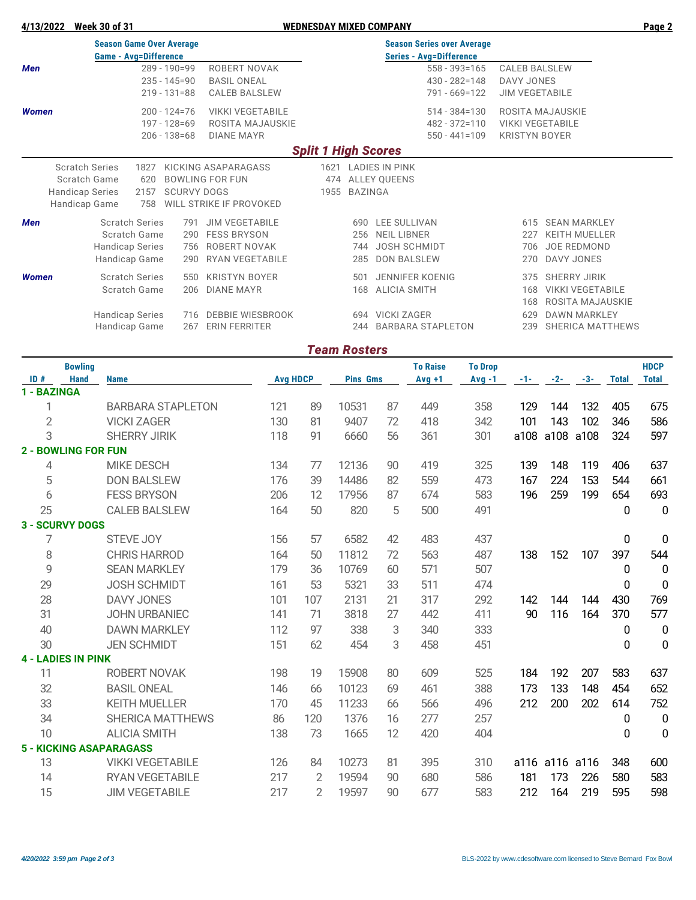**4/13/2022 Week 30 of 31 — WEDNESDAY MIXED COMPANY**

## Season Game Over Average / Season Series over Average

| | Game - Avg=Difference | Name | Series - Avg=Difference | Name |
|---|---|---|---|---|
| **Men** | 289 - 190=99 | ROBERT NOVAK | 558 - 393=165 | CALEB BALSLEW |
| | 235 - 145=90 | BASIL ONEAL | 430 - 282=148 | DAVY JONES |
| | 219 - 131=88 | CALEB BALSLEW | 791 - 669=122 | JIM VEGETABILE |
| **Women** | 200 - 124=76 | VIKKI VEGETABILE | 514 - 384=130 | ROSITA MAJAUSKIE |
| | 197 - 128=69 | ROSITA MAJAUSKIE | 482 - 372=110 | VIKKI VEGETABILE |
| | 206 - 138=68 | DIANE MAYR | 550 - 441=109 | KRISTYN BOYER |

## Split 1 High Scores

| | | | | |
|---|---|---|---|---|
| Scratch Series | 1827 | KICKING ASAPARAGASS | 1621 | LADIES IN PINK |
| Scratch Game | 620 | BOWLING FOR FUN | 474 | ALLEY QUEENS |
| Handicap Series | 2157 | SCURVY DOGS | 1955 | BAZINGA |
| Handicap Game | 758 | WILL STRIKE IF PROVOKED | | |

| | | | | | | | |
|---|---|---|---|---|---|---|---|
| **Men** | Scratch Series | 791 JIM VEGETABILE | 690 LEE SULLIVAN | 615 SEAN MARKLEY |
| | Scratch Game | 290 FESS BRYSON | 256 NEIL LIBNER | 227 KEITH MUELLER |
| | Handicap Series | 756 ROBERT NOVAK | 744 JOSH SCHMIDT | 706 JOE REDMOND |
| | Handicap Game | 290 RYAN VEGETABILE | 285 DON BALSLEW | 270 DAVY JONES |
| **Women** | Scratch Series | 550 KRISTYN BOYER | 501 JENNIFER KOENIG | 375 SHERRY JIRIK |
| | Scratch Game | 206 DIANE MAYR | 168 ALICIA SMITH | 168 VIKKI VEGETABILE |
| | | | | 168 ROSITA MAJAUSKIE |
| | Handicap Series | 716 DEBBIE WIESBROOK | 694 VICKI ZAGER | 629 DAWN MARKLEY |
| | Handicap Game | 267 ERIN FERRITER | 244 BARBARA STAPLETON | 239 SHERICA MATTHEWS |

## Team Rosters

| ID # | Bowling Hand | Name | Avg | HDCP | Pins | Gms | To Raise Avg +1 | To Drop Avg -1 | -1- | -2- | -3- | Total | HDCP Total |
|---|---|---|---|---|---|---|---|---|---|---|---|---|---|
| **1 - BAZINGA** | | | | | | | | | | | | | |
| 1 | | BARBARA STAPLETON | 121 | 89 | 10531 | 87 | 449 | 358 | 129 | 144 | 132 | 405 | 675 |
| 2 | | VICKI ZAGER | 130 | 81 | 9407 | 72 | 418 | 342 | 101 | 143 | 102 | 346 | 586 |
| 3 | | SHERRY JIRIK | 118 | 91 | 6660 | 56 | 361 | 301 | a108 | a108 | a108 | 324 | 597 |
| **2 - BOWLING FOR FUN** | | | | | | | | | | | | | |
| 4 | | MIKE DESCH | 134 | 77 | 12136 | 90 | 419 | 325 | 139 | 148 | 119 | 406 | 637 |
| 5 | | DON BALSLEW | 176 | 39 | 14486 | 82 | 559 | 473 | 167 | 224 | 153 | 544 | 661 |
| 6 | | FESS BRYSON | 206 | 12 | 17956 | 87 | 674 | 583 | 196 | 259 | 199 | 654 | 693 |
| 25 | | CALEB BALSLEW | 164 | 50 | 820 | 5 | 500 | 491 | | | | 0 | 0 |
| **3 - SCURVY DOGS** | | | | | | | | | | | | | |
| 7 | | STEVE JOY | 156 | 57 | 6582 | 42 | 483 | 437 | | | | 0 | 0 |
| 8 | | CHRIS HARROD | 164 | 50 | 11812 | 72 | 563 | 487 | 138 | 152 | 107 | 397 | 544 |
| 9 | | SEAN MARKLEY | 179 | 36 | 10769 | 60 | 571 | 507 | | | | 0 | 0 |
| 29 | | JOSH SCHMIDT | 161 | 53 | 5321 | 33 | 511 | 474 | | | | 0 | 0 |
| 28 | | DAVY JONES | 101 | 107 | 2131 | 21 | 317 | 292 | 142 | 144 | 144 | 430 | 769 |
| 31 | | JOHN URBANIEC | 141 | 71 | 3818 | 27 | 442 | 411 | 90 | 116 | 164 | 370 | 577 |
| 40 | | DAWN MARKLEY | 112 | 97 | 338 | 3 | 340 | 333 | | | | 0 | 0 |
| 30 | | JEN SCHMIDT | 151 | 62 | 454 | 3 | 458 | 451 | | | | 0 | 0 |
| **4 - LADIES IN PINK** | | | | | | | | | | | | | |
| 11 | | ROBERT NOVAK | 198 | 19 | 15908 | 80 | 609 | 525 | 184 | 192 | 207 | 583 | 637 |
| 32 | | BASIL ONEAL | 146 | 66 | 10123 | 69 | 461 | 388 | 173 | 133 | 148 | 454 | 652 |
| 33 | | KEITH MUELLER | 170 | 45 | 11233 | 66 | 566 | 496 | 212 | 200 | 202 | 614 | 752 |
| 34 | | SHERICA MATTHEWS | 86 | 120 | 1376 | 16 | 277 | 257 | | | | 0 | 0 |
| 10 | | ALICIA SMITH | 138 | 73 | 1665 | 12 | 420 | 404 | | | | 0 | 0 |
| **5 - KICKING ASAPARAGASS** | | | | | | | | | | | | | |
| 13 | | VIKKI VEGETABILE | 126 | 84 | 10273 | 81 | 395 | 310 | a116 | a116 | a116 | 348 | 600 |
| 14 | | RYAN VEGETABILE | 217 | 2 | 19594 | 90 | 680 | 586 | 181 | 173 | 226 | 580 | 583 |
| 15 | | JIM VEGETABILE | 217 | 2 | 19597 | 90 | 677 | 583 | 212 | 164 | 219 | 595 | 598 |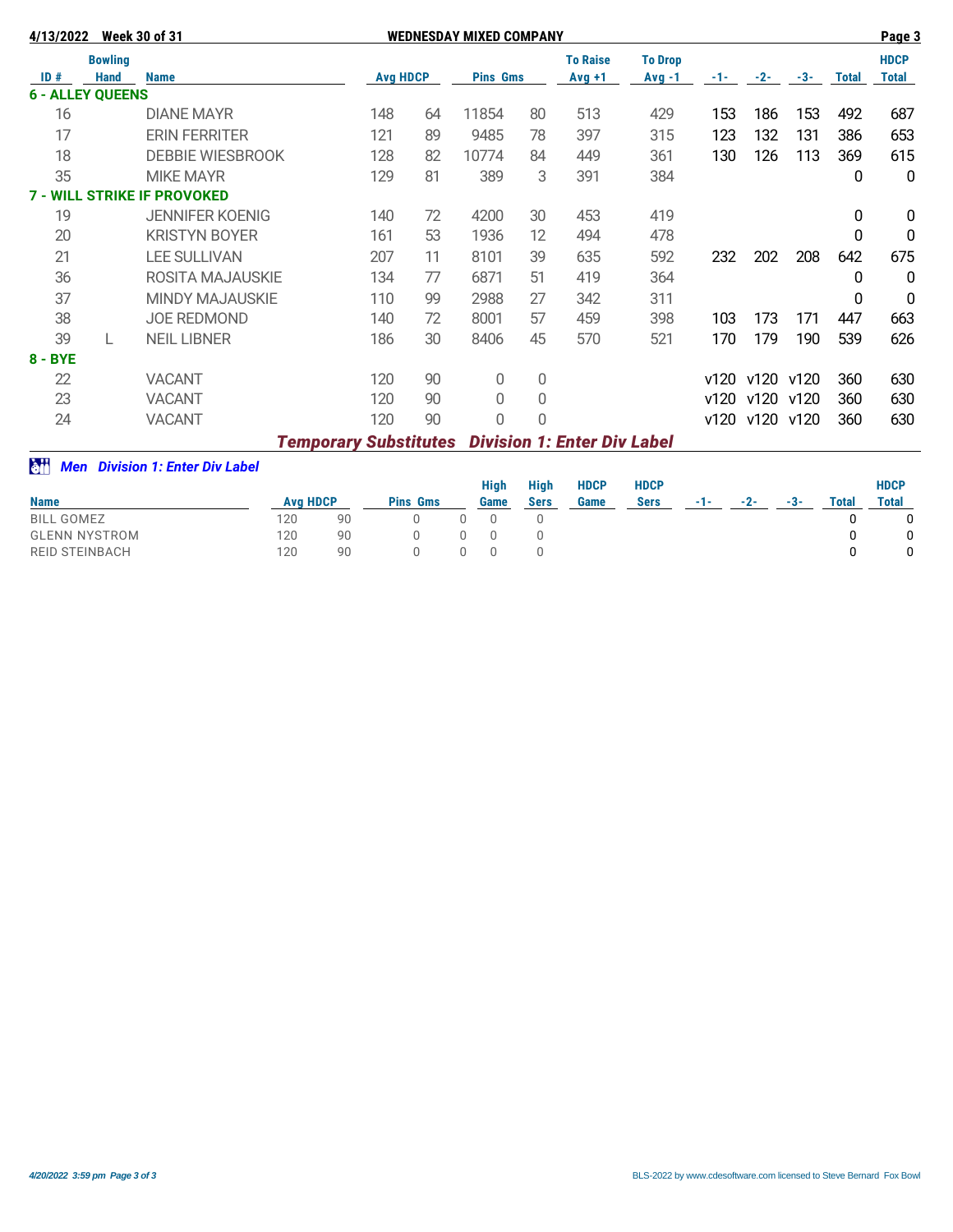| ID # | Bowling Hand | Name | Avg | HDCP | Pins | Gms | To Raise Avg +1 | To Drop Avg -1 | -1- | -2- | -3- | Total | HDCP Total |
|---|---|---|---|---|---|---|---|---|---|---|---|---|---|
| **6 - ALLEY QUEENS** | | | | | | | | | | | | | |
| 16 | | DIANE MAYR | 148 | 64 | 11854 | 80 | 513 | 429 | 153 | 186 | 153 | 492 | 687 |
| 17 | | ERIN FERRITER | 121 | 89 | 9485 | 78 | 397 | 315 | 123 | 132 | 131 | 386 | 653 |
| 18 | | DEBBIE WIESBROOK | 128 | 82 | 10774 | 84 | 449 | 361 | 130 | 126 | 113 | 369 | 615 |
| 35 | | MIKE MAYR | 129 | 81 | 389 | 3 | 391 | 384 | | | | 0 | 0 |
| **7 - WILL STRIKE IF PROVOKED** | | | | | | | | | | | | | |
| 19 | | JENNIFER KOENIG | 140 | 72 | 4200 | 30 | 453 | 419 | | | | 0 | 0 |
| 20 | | KRISTYN BOYER | 161 | 53 | 1936 | 12 | 494 | 478 | | | | 0 | 0 |
| 21 | | LEE SULLIVAN | 207 | 11 | 8101 | 39 | 635 | 592 | 232 | 202 | 208 | 642 | 675 |
| 36 | | ROSITA MAJAUSKIE | 134 | 77 | 6871 | 51 | 419 | 364 | | | | 0 | 0 |
| 37 | | MINDY MAJAUSKIE | 110 | 99 | 2988 | 27 | 342 | 311 | | | | 0 | 0 |
| 38 | | JOE REDMOND | 140 | 72 | 8001 | 57 | 459 | 398 | 103 | 173 | 171 | 447 | 663 |
| 39 | L | NEIL LIBNER | 186 | 30 | 8406 | 45 | 570 | 521 | 170 | 179 | 190 | 539 | 626 |
| **8 - BYE** | | | | | | | | | | | | | |
| 22 | | VACANT | 120 | 90 | 0 | 0 | | | v120 | v120 | v120 | 360 | 630 |
| 23 | | VACANT | 120 | 90 | 0 | 0 | | | v120 | v120 | v120 | 360 | 630 |
| 24 | | VACANT | 120 | 90 | 0 | 0 | | | v120 | v120 | v120 | 360 | 630 |

## *Temporary Substitutes Division 1: Enter Div Label*

### *Men Division 1: Enter Div Label*

| Name | Avg | HDCP | Pins | Gms | High Game | High Sers | HDCP Game | HDCP Sers | -1- | -2- | -3- | Total | HDCP Total |
|---|---|---|---|---|---|---|---|---|---|---|---|---|---|
| BILL GOMEZ | 120 | 90 | 0 | 0 | 0 | 0 | | | | | | 0 | 0 |
| GLENN NYSTROM | 120 | 90 | 0 | 0 | 0 | 0 | | | | | | 0 | 0 |
| REID STEINBACH | 120 | 90 | 0 | 0 | 0 | 0 | | | | | | 0 | 0 |